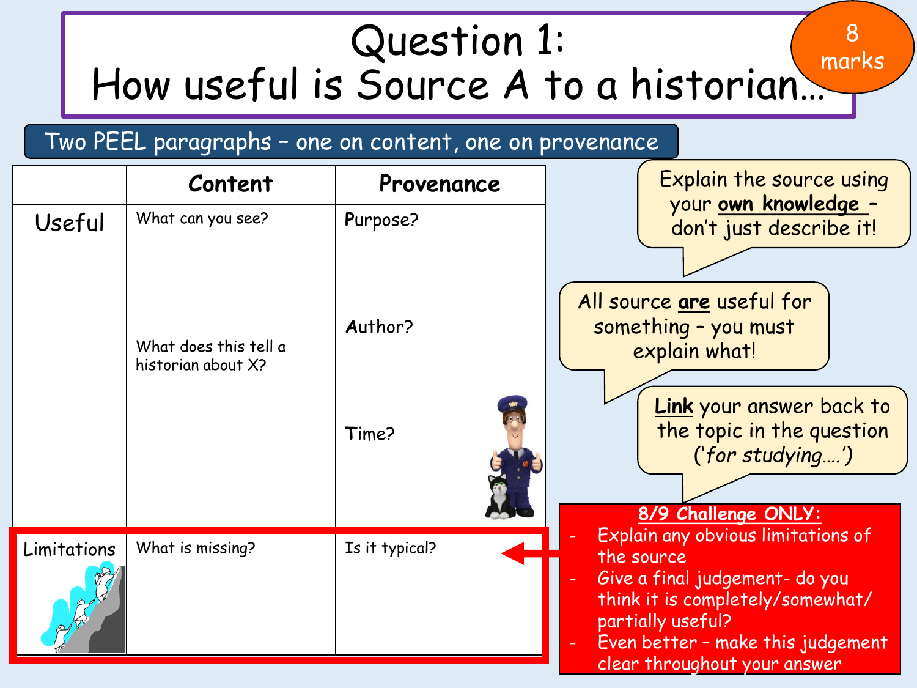# Question 1: How useful is Source A to a historian…

**8 marks**

Two PEEL paragraphs – one on content, one on provenance

| | **Content** | **Provenance** |
|---|---|---|
| Useful | What can you see?<br><br>What does this tell a historian about X? | Purpose?<br><br>Author?<br><br>Time? |
| Limitations | What is missing? | Is it typical? |

Explain the source using your **own knowledge** – don't just describe it!

All source **are** useful for something – you must explain what!

**Link** your answer back to the topic in the question (*'for studying….'*)

**8/9 Challenge ONLY:**

- *Explain any obvious limitations of the source*
- *Give a final judgement- do you think it is completely/somewhat/partially useful?*
- *Even better – make this judgement clear throughout your answer*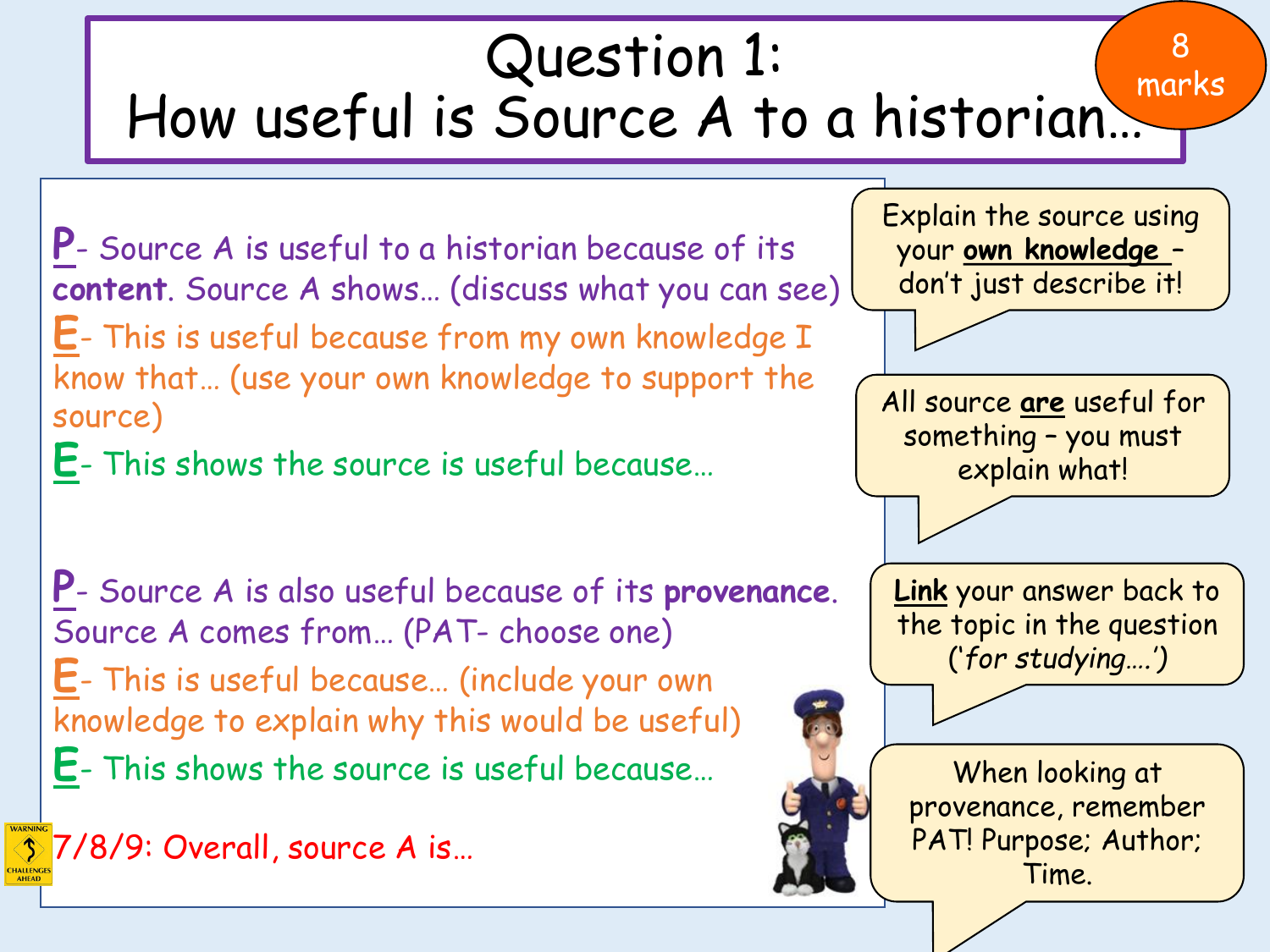# Question 1:
# How useful is Source A to a historian…

8 marks

**P**- Source A is useful to a historian because of its **content**. Source A shows… (discuss what you can see)

**E**- This is useful because from my own knowledge I know that… (use your own knowledge to support the source)

**E**- This shows the source is useful because…

**P**- Source A is also useful because of its **provenance**. Source A comes from… (PAT- choose one)

**E**- This is useful because… (include your own knowledge to explain why this would be useful)

**E**- This shows the source is useful because…

7/8/9: Overall, source A is…

Explain the source using your **own knowledge** – don't just describe it!

All source **are** useful for something – you must explain what!

**Link** your answer back to the topic in the question (*'for studying….'*)

When looking at provenance, remember PAT! Purpose; Author; Time.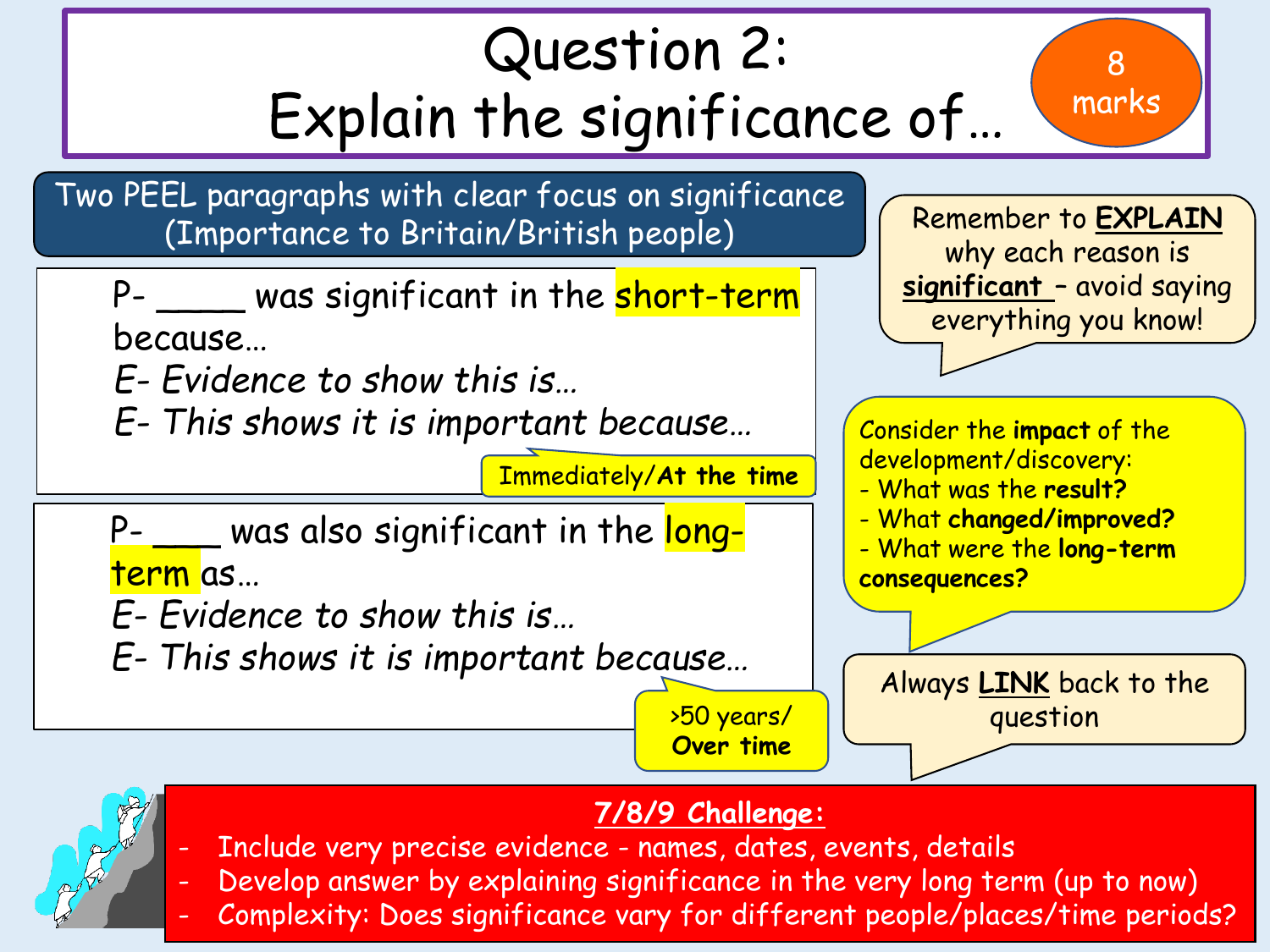# Question 2: Explain the significance of…

**8 marks**

**Two PEEL paragraphs with clear focus on significance (Importance to Britain/British people)**

P- ____ was significant in the short-term because…
*E- Evidence to show this is…*
*E- This shows it is important because…*

Immediately/**At the time**

P- ___ was also significant in the long-term as…
*E- Evidence to show this is…*
*E- This shows it is important because…*

>50 years/ **Over time**

Remember to **EXPLAIN** why each reason is **significant** – avoid saying everything you know!

Consider the **impact** of the development/discovery:
- What was the **result?**
- What **changed/improved?**
- What were the **long-term consequences?**

Always **LINK** back to the question

**7/8/9 Challenge:**
- Include very precise evidence - names, dates, events, details
- Develop answer by explaining significance in the very long term (up to now)
- Complexity: Does significance vary for different people/places/time periods?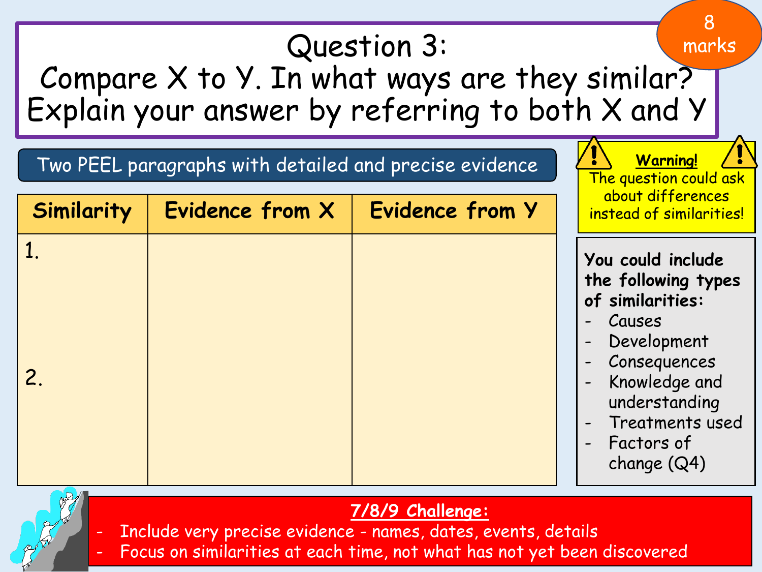# Question 3:

## Compare X to Y. In what ways are they similar? Explain your answer by referring to both X and Y

**8 marks**

Two PEEL paragraphs with detailed and precise evidence

| Similarity | Evidence from X | Evidence from Y |
|---|---|---|
| 1. | | |
| 2. | | |

**Warning!**
The question could ask about differences instead of similarities!

**You could include the following types of similarities:**

- Causes
- Development
- Consequences
- Knowledge and understanding
- Treatments used
- Factors of change (Q4)

**7/8/9 Challenge:**

- Include very precise evidence - names, dates, events, details
- Focus on similarities at each time, not what has not yet been discovered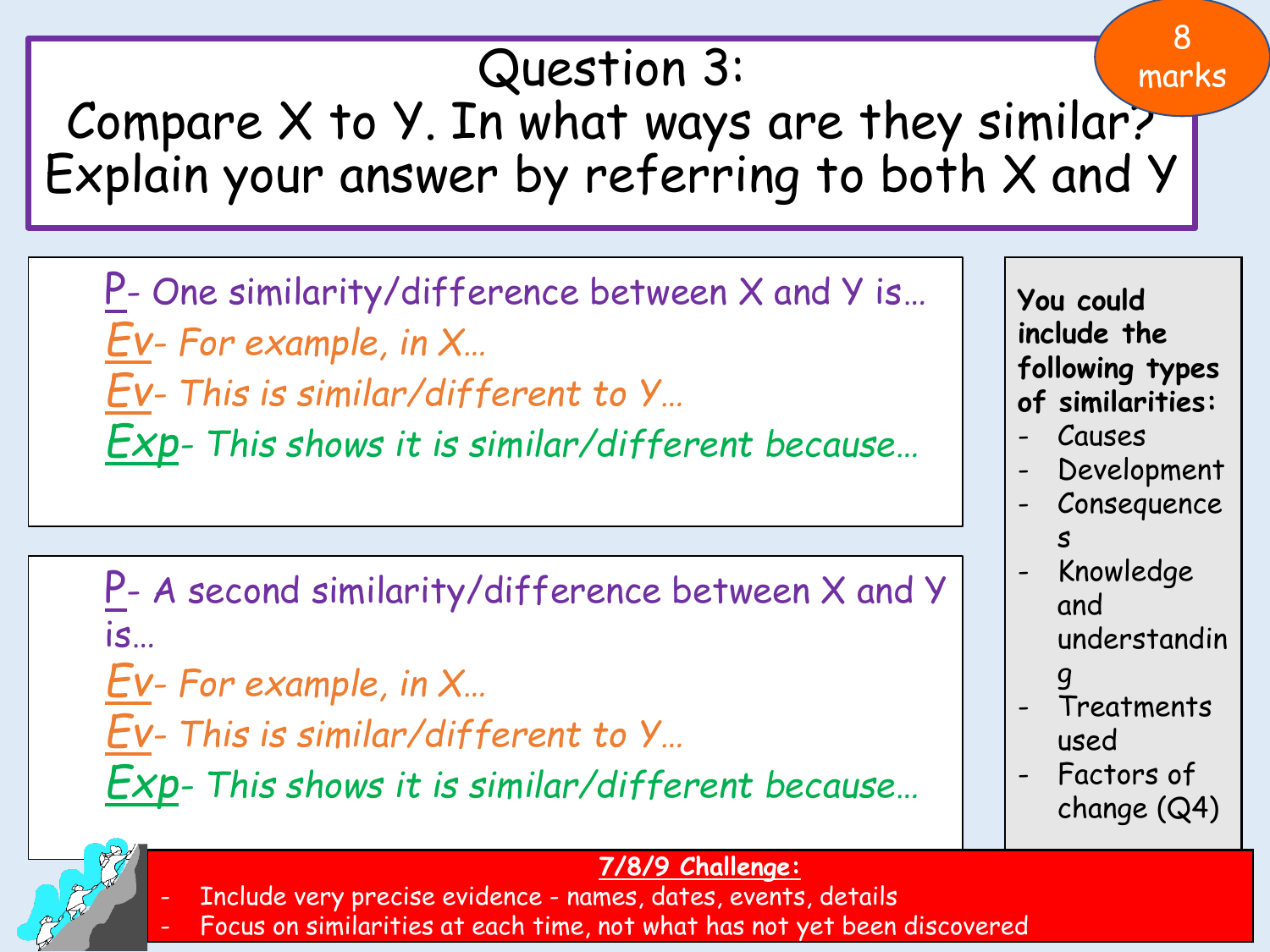# Question 3:

## Compare X to Y. In what ways are they similar? Explain your answer by referring to both X and Y

**8 marks**

P- One similarity/difference between X and Y is…

*Ev- For example, in X…*

*Ev- This is similar/different to Y…*

*Exp- This shows it is similar/different because…*

P- A second similarity/difference between X and Y is…

*Ev- For example, in X…*

*Ev- This is similar/different to Y…*

*Exp- This shows it is similar/different because…*

**You could include the following types of similarities:**

- Causes
- Development
- Consequences
- Knowledge and understanding
- Treatments used
- Factors of change (Q4)

**7/8/9 Challenge:**

- Include very precise evidence - names, dates, events, details
- Focus on similarities at each time, not what has not yet been discovered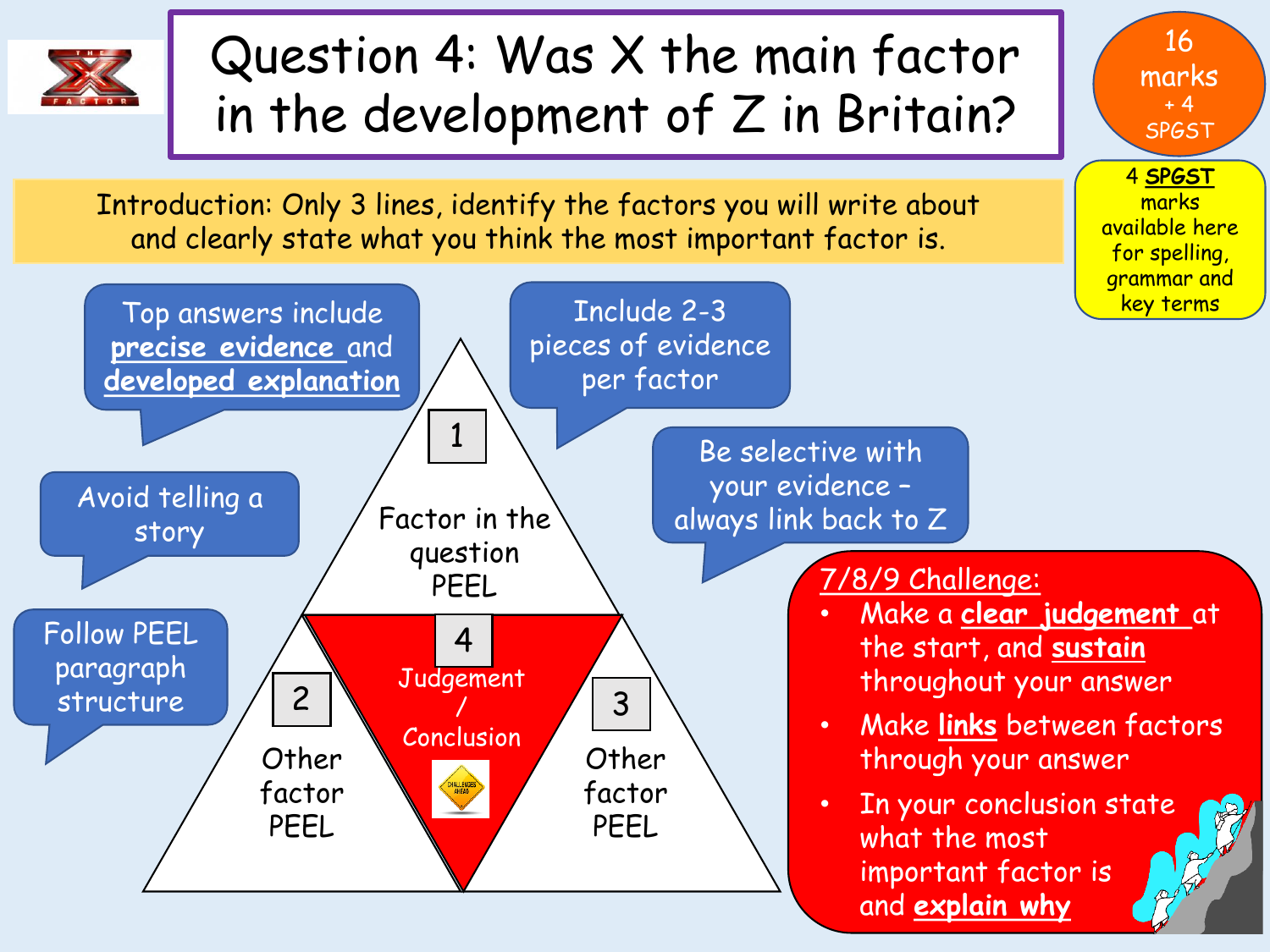# Question 4: Was X the main factor in the development of Z in Britain?

**16 marks + 4 SPGST**

4 **SPGST** marks available here for spelling, grammar and key terms

Introduction: Only 3 lines, identify the factors you will write about and clearly state what you think the most important factor is.

- Top answers include **precise evidence** and **developed explanation**
- Include 2-3 pieces of evidence per factor
- Be selective with your evidence – always link back to Z
- Avoid telling a story
- Follow PEEL paragraph structure

1. Factor in the question PEEL
2. Other factor PEEL
3. Other factor PEEL
4. Judgement / Conclusion

7/8/9 Challenge:

- Make a **clear judgement** at the start, and **sustain** throughout your answer
- Make **links** between factors through your answer
- In your conclusion state what the most important factor is and **explain why**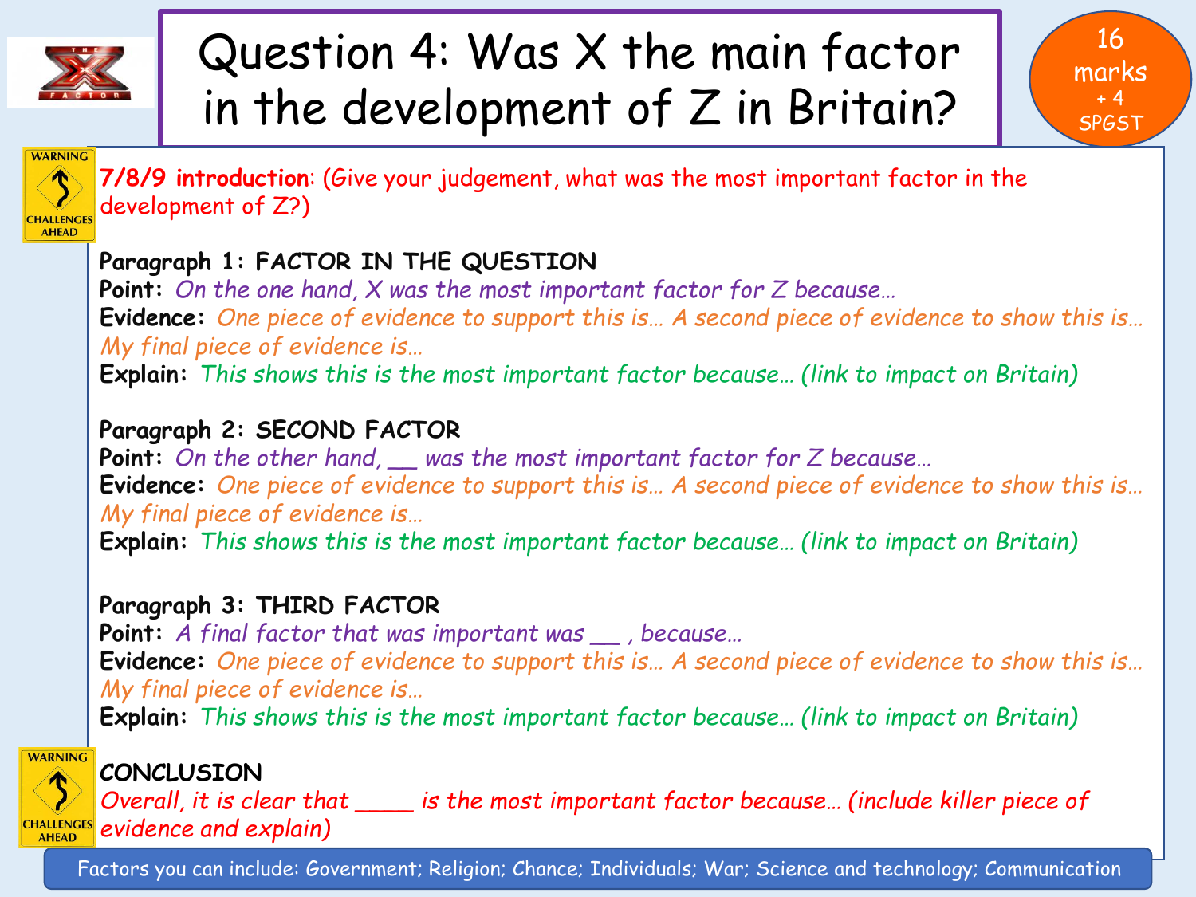# Question 4: Was X the main factor in the development of Z in Britain?

16 marks + 4 SPGST

WARNING CHALLENGES AHEAD

**7/8/9 introduction**: (Give your judgement, what was the most important factor in the development of Z?)

**Paragraph 1: FACTOR IN THE QUESTION**

**Point:** *On the one hand, X was the most important factor for Z because…*

**Evidence:** *One piece of evidence to support this is… A second piece of evidence to show this is… My final piece of evidence is…*

**Explain:** *This shows this is the most important factor because… (link to impact on Britain)*

**Paragraph 2: SECOND FACTOR**

**Point:** *On the other hand, __ was the most important factor for Z because…*

**Evidence:** *One piece of evidence to support this is… A second piece of evidence to show this is… My final piece of evidence is…*

**Explain:** *This shows this is the most important factor because… (link to impact on Britain)*

**Paragraph 3: THIRD FACTOR**

**Point:** *A final factor that was important was __ , because…*

**Evidence:** *One piece of evidence to support this is… A second piece of evidence to show this is… My final piece of evidence is…*

**Explain:** *This shows this is the most important factor because… (link to impact on Britain)*

WARNING CHALLENGES AHEAD

**CONCLUSION**

*Overall, it is clear that ____ is the most important factor because… (include killer piece of evidence and explain)*

Factors you can include: Government; Religion; Chance; Individuals; War; Science and technology; Communication